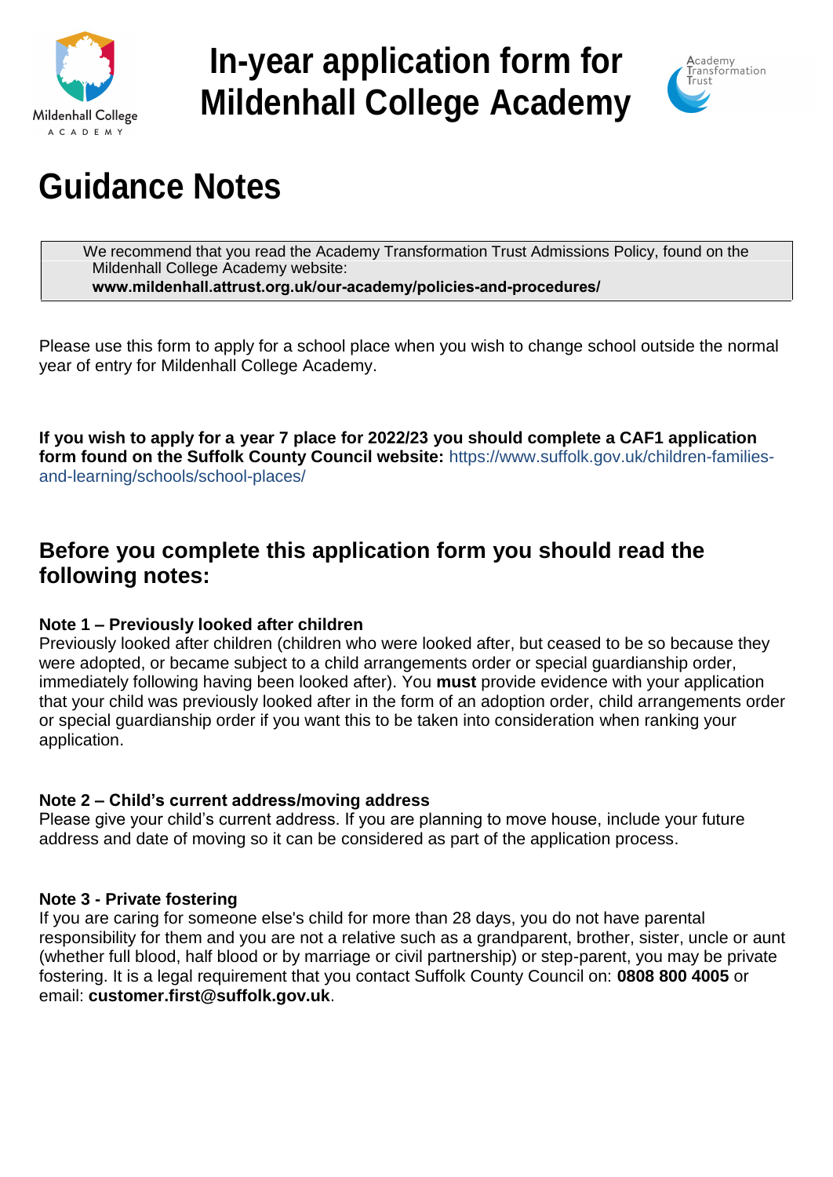# In-year application form for Mildenhall College Academy

## Guidance Notes

> We recommend that you read the Academy Transformation Trust Admissions Policy, found on the Mildenhall College Academy website:
> **www.mildenhall.attrust.org.uk/our-academy/policies-and-procedures/**

Please use this form to apply for a school place when you wish to change school outside the normal year of entry for Mildenhall College Academy.

**If you wish to apply for a year 7 place for 2022/23 you should complete a CAF1 application form found on the Suffolk County Council website:** https://www.suffolk.gov.uk/children-families-and-learning/schools/school-places/

## Before you complete this application form you should read the following notes:

**Note 1 – Previously looked after children**
Previously looked after children (children who were looked after, but ceased to be so because they were adopted, or became subject to a child arrangements order or special guardianship order, immediately following having been looked after). You **must** provide evidence with your application that your child was previously looked after in the form of an adoption order, child arrangements order or special guardianship order if you want this to be taken into consideration when ranking your application.

**Note 2 – Child's current address/moving address**
Please give your child's current address. If you are planning to move house, include your future address and date of moving so it can be considered as part of the application process.

**Note 3 - Private fostering**
If you are caring for someone else's child for more than 28 days, you do not have parental responsibility for them and you are not a relative such as a grandparent, brother, sister, uncle or aunt (whether full blood, half blood or by marriage or civil partnership) or step-parent, you may be private fostering. It is a legal requirement that you contact Suffolk County Council on: **0808 800 4005** or email: **customer.first@suffolk.gov.uk**.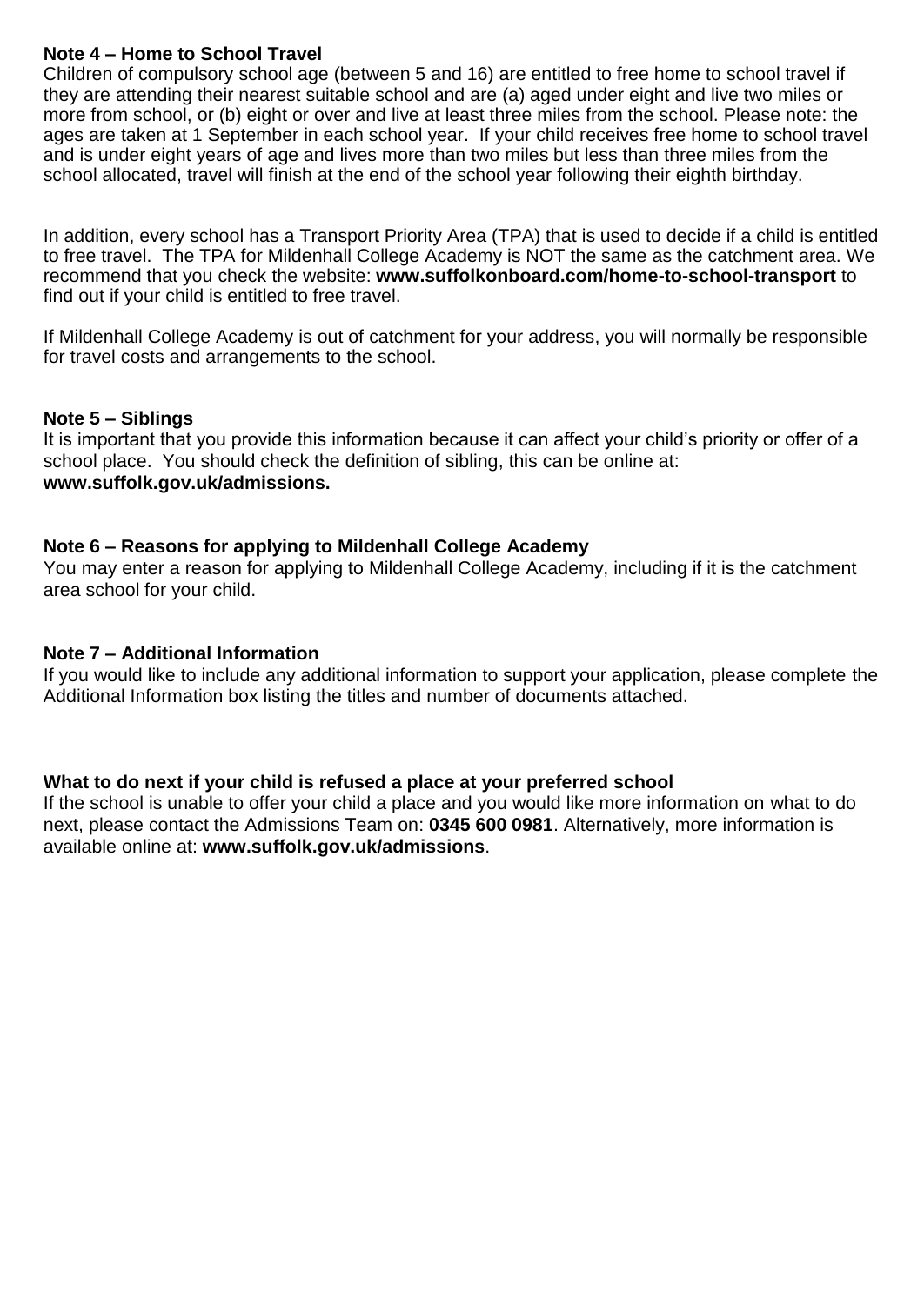**Note 4 – Home to School Travel**
Children of compulsory school age (between 5 and 16) are entitled to free home to school travel if they are attending their nearest suitable school and are (a) aged under eight and live two miles or more from school, or (b) eight or over and live at least three miles from the school. Please note: the ages are taken at 1 September in each school year. If your child receives free home to school travel and is under eight years of age and lives more than two miles but less than three miles from the school allocated, travel will finish at the end of the school year following their eighth birthday.

In addition, every school has a Transport Priority Area (TPA) that is used to decide if a child is entitled to free travel. The TPA for Mildenhall College Academy is NOT the same as the catchment area. We recommend that you check the website: **www.suffolkonboard.com/home-to-school-transport** to find out if your child is entitled to free travel.

If Mildenhall College Academy is out of catchment for your address, you will normally be responsible for travel costs and arrangements to the school.

**Note 5 – Siblings**
It is important that you provide this information because it can affect your child's priority or offer of a school place. You should check the definition of sibling, this can be online at: **www.suffolk.gov.uk/admissions.**

**Note 6 – Reasons for applying to Mildenhall College Academy**
You may enter a reason for applying to Mildenhall College Academy, including if it is the catchment area school for your child.

**Note 7 – Additional Information**
If you would like to include any additional information to support your application, please complete the Additional Information box listing the titles and number of documents attached.

**What to do next if your child is refused a place at your preferred school**
If the school is unable to offer your child a place and you would like more information on what to do next, please contact the Admissions Team on: **0345 600 0981**. Alternatively, more information is available online at: **www.suffolk.gov.uk/admissions**.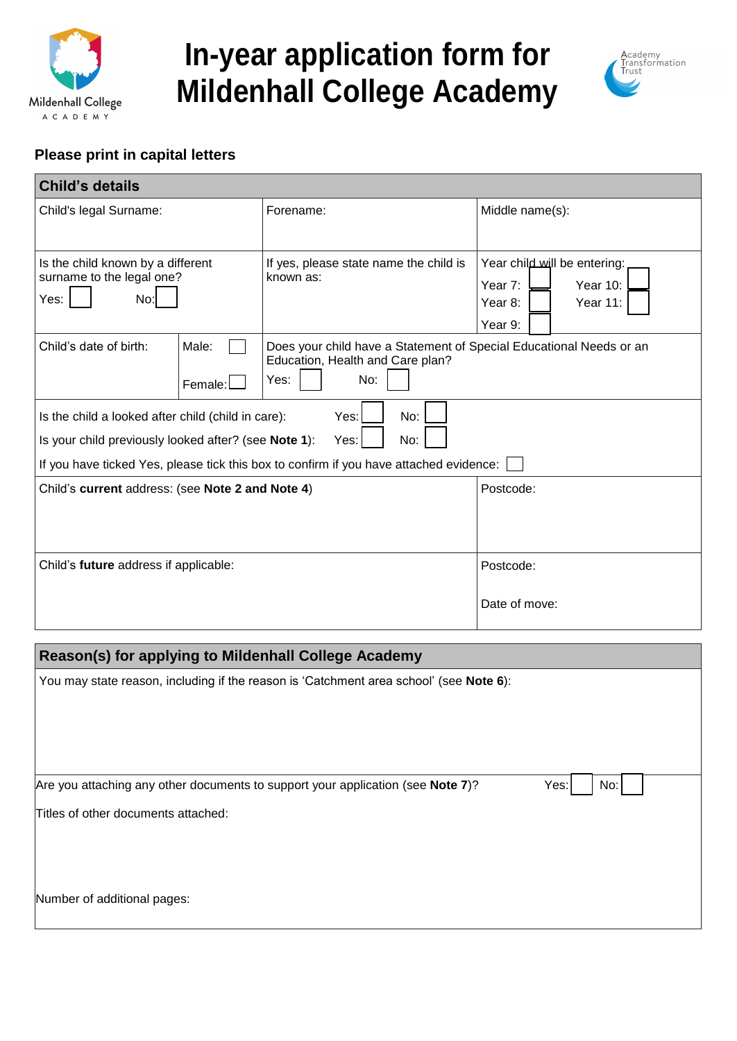# In-year application form for Mildenhall College Academy

**Please print in capital letters**

## Child's details

| Child's legal Surname: | Forename: | Middle name(s): |
|---|---|---|
| Is the child known by a different surname to the legal one? Yes: ☐ No: ☐ | If yes, please state name the child is known as: | Year child will be entering: Year 7: ☐ Year 8: ☐ Year 9: ☐ Year 10: ☐ Year 11: ☐ |
| Child's date of birth: / Male: ☐ Female: ☐ | Does your child have a Statement of Special Educational Needs or an Education, Health and Care plan? Yes: ☐ No: ☐ | |

Is the child a looked after child (child in care): Yes: ☐ No: ☐

Is your child previously looked after? (see **Note 1**): Yes: ☐ No: ☐

If you have ticked Yes, please tick this box to confirm if you have attached evidence: ☐

| Child's **current** address: (see **Note 2 and Note 4**) | Postcode: |
|---|---|
| Child's **future** address if applicable: | Postcode: <br> Date of move: |

## Reason(s) for applying to Mildenhall College Academy

You may state reason, including if the reason is 'Catchment area school' (see **Note 6**):

Are you attaching any other documents to support your application (see **Note 7**)? Yes: ☐ No: ☐

Titles of other documents attached:

Number of additional pages: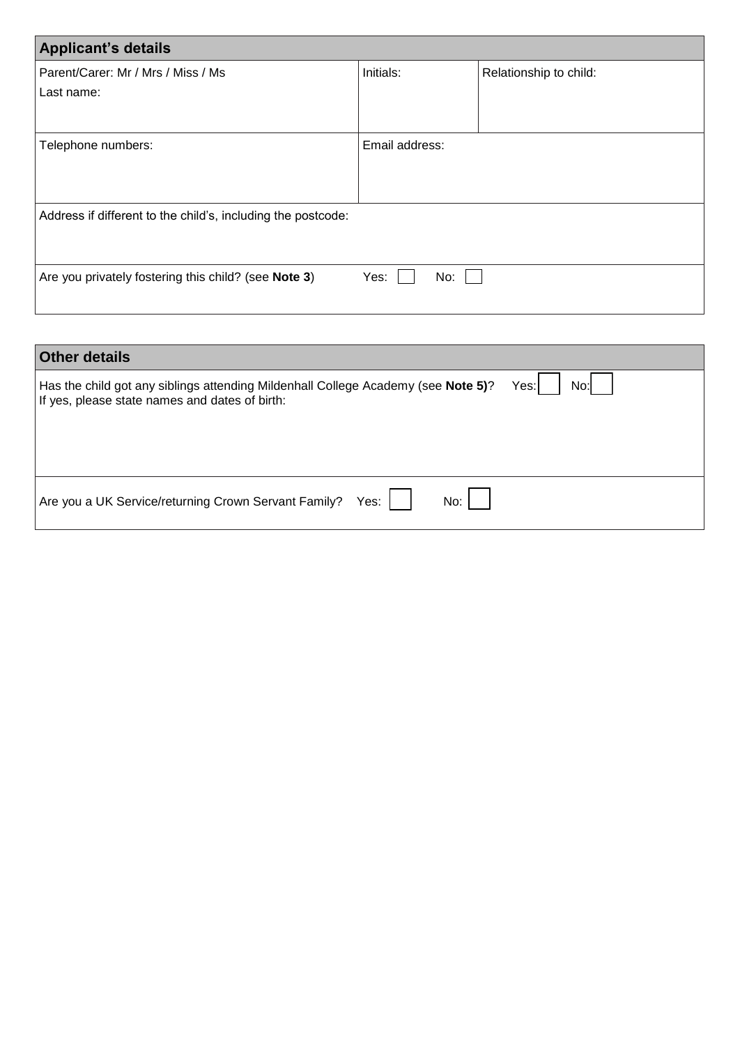| **Applicant's details** | | |
|---|---|---|
| Parent/Carer: Mr / Mrs / Miss / Ms<br>Last name: | Initials: | Relationship to child: |
| Telephone numbers: | Email address: | |
| Address if different to the child's, including the postcode: | | |
| Are you privately fostering this child? (see **Note 3**) | Yes: ☐ No: ☐ | |

| **Other details** | |
|---|---|
| Has the child got any siblings attending Mildenhall College Academy (see **Note 5)**?<br>If yes, please state names and dates of birth: | Yes: ☐ No: ☐ |
| Are you a UK Service/returning Crown Servant Family? | Yes: ☐ No: ☐ |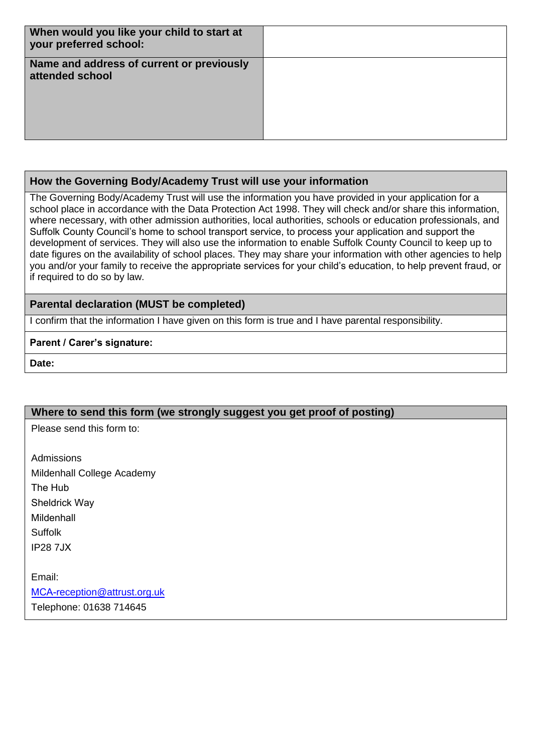| | |
|---|---|
| **When would you like your child to start at your preferred school:** | |
| **Name and address of current or previously attended school** | |

**How the Governing Body/Academy Trust will use your information**

The Governing Body/Academy Trust will use the information you have provided in your application for a school place in accordance with the Data Protection Act 1998. They will check and/or share this information, where necessary, with other admission authorities, local authorities, schools or education professionals, and Suffolk County Council's home to school transport service, to process your application and support the development of services. They will also use the information to enable Suffolk County Council to keep up to date figures on the availability of school places. They may share your information with other agencies to help you and/or your family to receive the appropriate services for your child's education, to help prevent fraud, or if required to do so by law.

**Parental declaration (MUST be completed)**

I confirm that the information I have given on this form is true and I have parental responsibility.

**Parent / Carer's signature:**

**Date:**

**Where to send this form (we strongly suggest you get proof of posting)**

Please send this form to:

Admissions
Mildenhall College Academy
The Hub
Sheldrick Way
Mildenhall
Suffolk
IP28 7JX

Email:
MCA-reception@attrust.org.uk
Telephone: 01638 714645